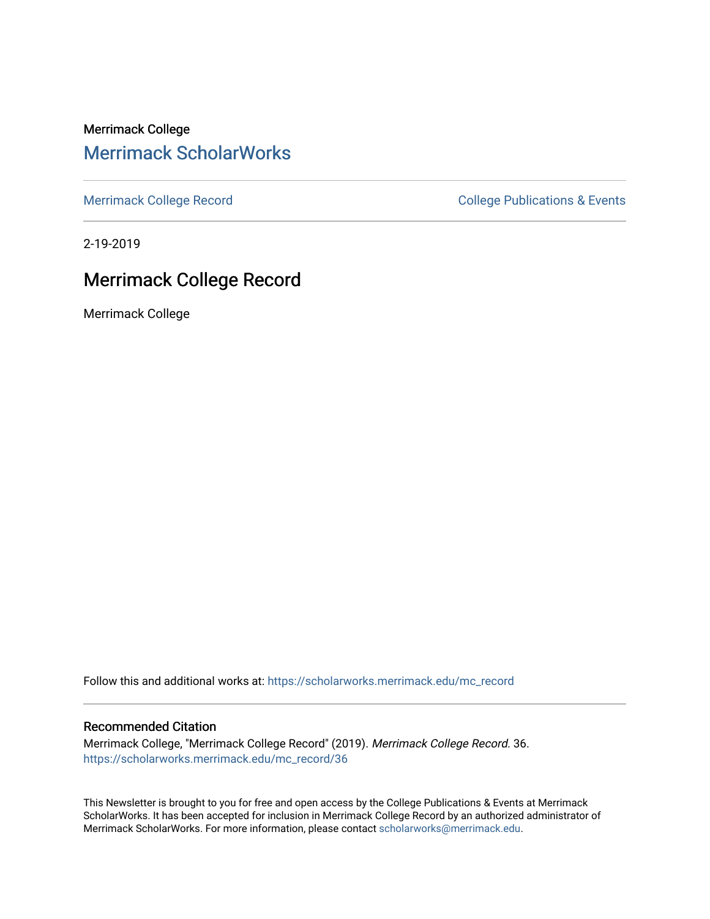Merrimack College

# Merrimack ScholarWorks

Merrimack College Record | College Publications & Events

2-19-2019

## Merrimack College Record

Merrimack College

Follow this and additional works at: https://scholarworks.merrimack.edu/mc_record

### Recommended Citation

Merrimack College, "Merrimack College Record" (2019). *Merrimack College Record*. 36.
https://scholarworks.merrimack.edu/mc_record/36

This Newsletter is brought to you for free and open access by the College Publications & Events at Merrimack ScholarWorks. It has been accepted for inclusion in Merrimack College Record by an authorized administrator of Merrimack ScholarWorks. For more information, please contact scholarworks@merrimack.edu.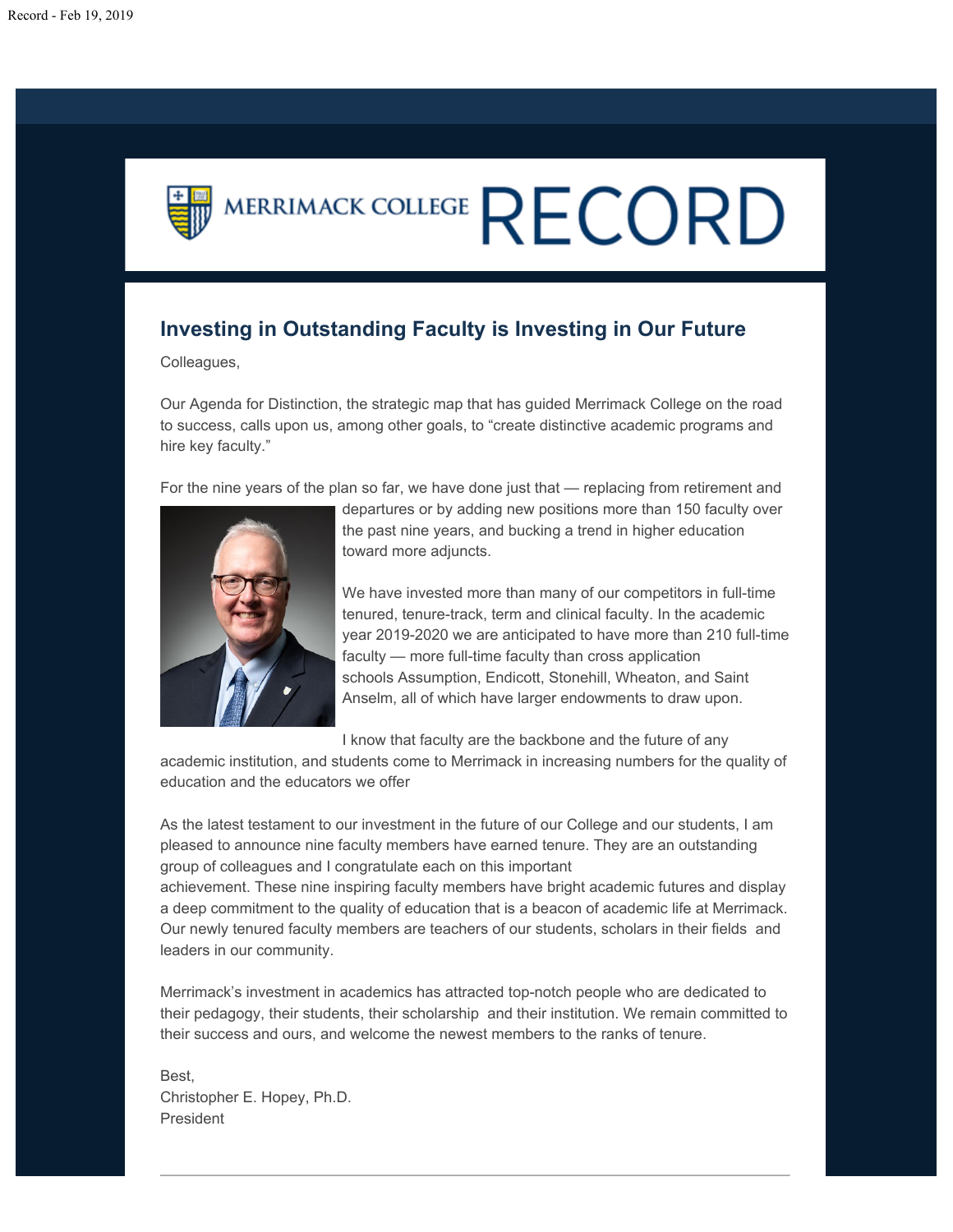## Investing in Outstanding Faculty is Investing in Our Future

Colleagues,

Our Agenda for Distinction, the strategic map that has guided Merrimack College on the road to success, calls upon us, among other goals, to "create distinctive academic programs and hire key faculty."

For the nine years of the plan so far, we have done just that — replacing from retirement and departures or by adding new positions more than 150 faculty over the past nine years, and bucking a trend in higher education toward more adjuncts.

We have invested more than many of our competitors in full-time tenured, tenure-track, term and clinical faculty. In the academic year 2019-2020 we are anticipated to have more than 210 full-time faculty — more full-time faculty than cross application schools Assumption, Endicott, Stonehill, Wheaton, and Saint Anselm, all of which have larger endowments to draw upon.

I know that faculty are the backbone and the future of any academic institution, and students come to Merrimack in increasing numbers for the quality of education and the educators we offer

As the latest testament to our investment in the future of our College and our students, I am pleased to announce nine faculty members have earned tenure. They are an outstanding group of colleagues and I congratulate each on this important achievement. These nine inspiring faculty members have bright academic futures and display a deep commitment to the quality of education that is a beacon of academic life at Merrimack. Our newly tenured faculty members are teachers of our students, scholars in their fields and leaders in our community.

Merrimack's investment in academics has attracted top-notch people who are dedicated to their pedagogy, their students, their scholarship and their institution. We remain committed to their success and ours, and welcome the newest members to the ranks of tenure.

Best,
Christopher E. Hopey, Ph.D.
President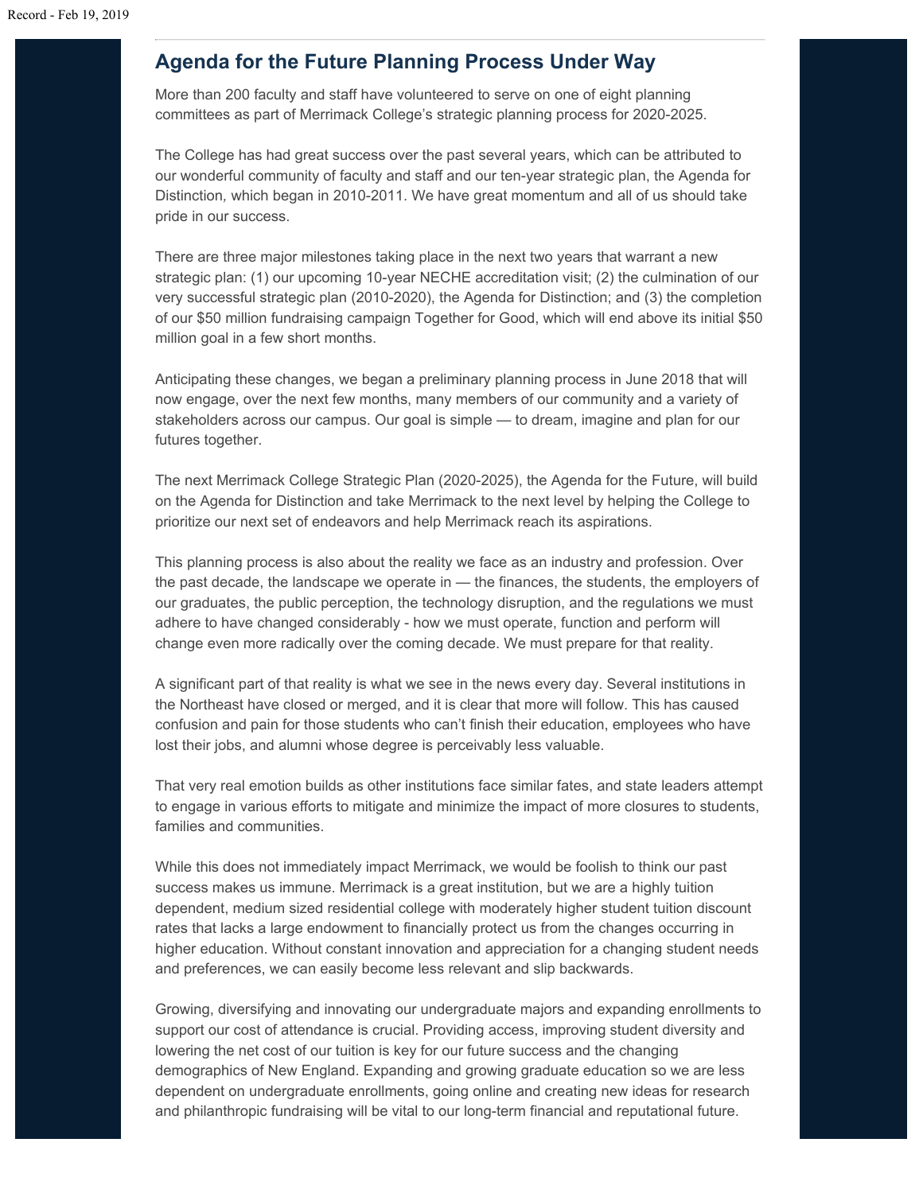## Agenda for the Future Planning Process Under Way

More than 200 faculty and staff have volunteered to serve on one of eight planning committees as part of Merrimack College's strategic planning process for 2020-2025.

The College has had great success over the past several years, which can be attributed to our wonderful community of faculty and staff and our ten-year strategic plan, the Agenda for Distinction, which began in 2010-2011. We have great momentum and all of us should take pride in our success.

There are three major milestones taking place in the next two years that warrant a new strategic plan: (1) our upcoming 10-year NECHE accreditation visit; (2) the culmination of our very successful strategic plan (2010-2020), the Agenda for Distinction; and (3) the completion of our $50 million fundraising campaign Together for Good, which will end above its initial $50 million goal in a few short months.

Anticipating these changes, we began a preliminary planning process in June 2018 that will now engage, over the next few months, many members of our community and a variety of stakeholders across our campus. Our goal is simple — to dream, imagine and plan for our futures together.

The next Merrimack College Strategic Plan (2020-2025), the Agenda for the Future, will build on the Agenda for Distinction and take Merrimack to the next level by helping the College to prioritize our next set of endeavors and help Merrimack reach its aspirations.

This planning process is also about the reality we face as an industry and profession. Over the past decade, the landscape we operate in — the finances, the students, the employers of our graduates, the public perception, the technology disruption, and the regulations we must adhere to have changed considerably - how we must operate, function and perform will change even more radically over the coming decade. We must prepare for that reality.

A significant part of that reality is what we see in the news every day. Several institutions in the Northeast have closed or merged, and it is clear that more will follow. This has caused confusion and pain for those students who can't finish their education, employees who have lost their jobs, and alumni whose degree is perceivably less valuable.

That very real emotion builds as other institutions face similar fates, and state leaders attempt to engage in various efforts to mitigate and minimize the impact of more closures to students, families and communities.

While this does not immediately impact Merrimack, we would be foolish to think our past success makes us immune. Merrimack is a great institution, but we are a highly tuition dependent, medium sized residential college with moderately higher student tuition discount rates that lacks a large endowment to financially protect us from the changes occurring in higher education. Without constant innovation and appreciation for a changing student needs and preferences, we can easily become less relevant and slip backwards.

Growing, diversifying and innovating our undergraduate majors and expanding enrollments to support our cost of attendance is crucial. Providing access, improving student diversity and lowering the net cost of our tuition is key for our future success and the changing demographics of New England. Expanding and growing graduate education so we are less dependent on undergraduate enrollments, going online and creating new ideas for research and philanthropic fundraising will be vital to our long-term financial and reputational future.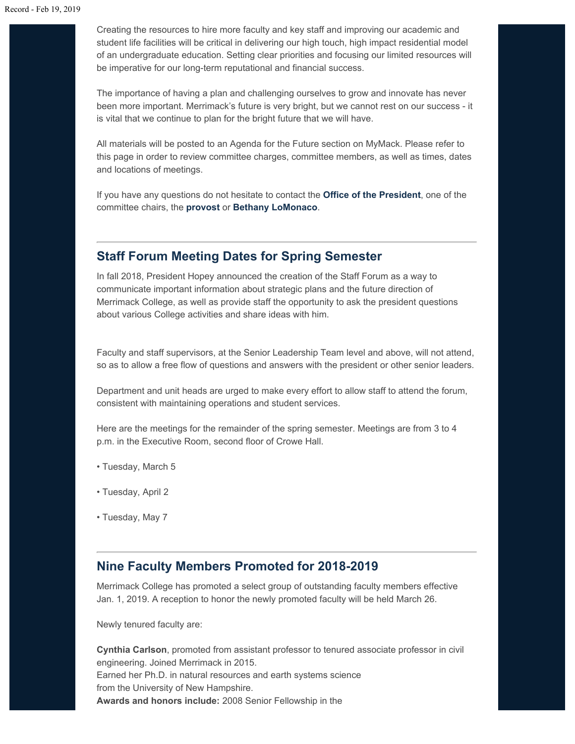Creating the resources to hire more faculty and key staff and improving our academic and student life facilities will be critical in delivering our high touch, high impact residential model of an undergraduate education. Setting clear priorities and focusing our limited resources will be imperative for our long-term reputational and financial success.

The importance of having a plan and challenging ourselves to grow and innovate has never been more important. Merrimack's future is very bright, but we cannot rest on our success - it is vital that we continue to plan for the bright future that we will have.

All materials will be posted to an Agenda for the Future section on MyMack. Please refer to this page in order to review committee charges, committee members, as well as times, dates and locations of meetings.

If you have any questions do not hesitate to contact the **Office of the President**, one of the committee chairs, the **provost** or **Bethany LoMonaco**.

---

## Staff Forum Meeting Dates for Spring Semester

In fall 2018, President Hopey announced the creation of the Staff Forum as a way to communicate important information about strategic plans and the future direction of Merrimack College, as well as provide staff the opportunity to ask the president questions about various College activities and share ideas with him.

Faculty and staff supervisors, at the Senior Leadership Team level and above, will not attend, so as to allow a free flow of questions and answers with the president or other senior leaders.

Department and unit heads are urged to make every effort to allow staff to attend the forum, consistent with maintaining operations and student services.

Here are the meetings for the remainder of the spring semester. Meetings are from 3 to 4 p.m. in the Executive Room, second floor of Crowe Hall.

• Tuesday, March 5

• Tuesday, April 2

• Tuesday, May 7

---

## Nine Faculty Members Promoted for 2018-2019

Merrimack College has promoted a select group of outstanding faculty members effective Jan. 1, 2019. A reception to honor the newly promoted faculty will be held March 26.

Newly tenured faculty are:

**Cynthia Carlson**, promoted from assistant professor to tenured associate professor in civil engineering. Joined Merrimack in 2015.
Earned her Ph.D. in natural resources and earth systems science from the University of New Hampshire.
**Awards and honors include:** 2008 Senior Fellowship in the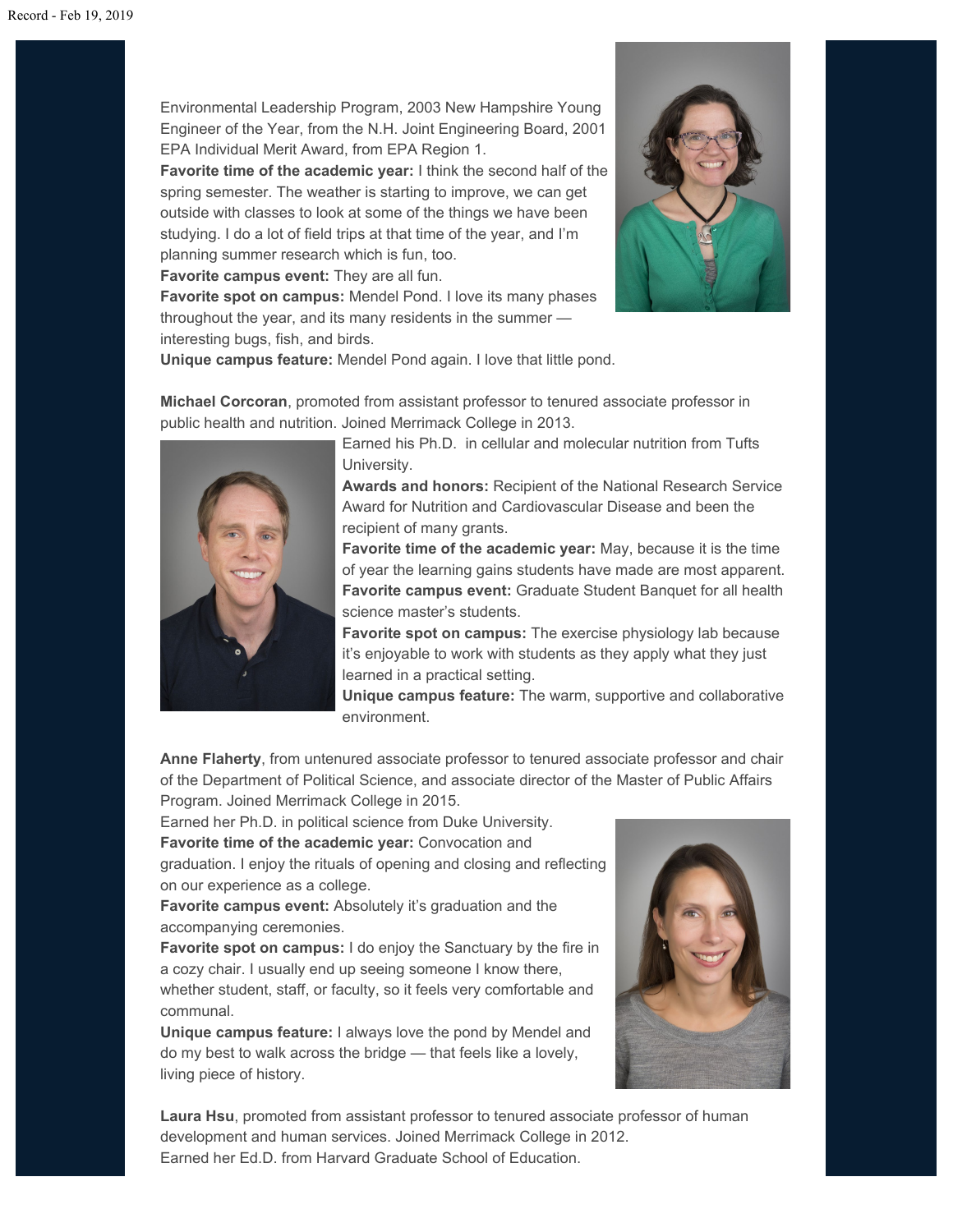Environmental Leadership Program, 2003 New Hampshire Young Engineer of the Year, from the N.H. Joint Engineering Board, 2001 EPA Individual Merit Award, from EPA Region 1.
**Favorite time of the academic year:** I think the second half of the spring semester. The weather is starting to improve, we can get outside with classes to look at some of the things we have been studying. I do a lot of field trips at that time of the year, and I'm planning summer research which is fun, too.
**Favorite campus event:** They are all fun.
**Favorite spot on campus:** Mendel Pond. I love its many phases throughout the year, and its many residents in the summer — interesting bugs, fish, and birds.
**Unique campus feature:** Mendel Pond again. I love that little pond.

**Michael Corcoran**, promoted from assistant professor to tenured associate professor in public health and nutrition. Joined Merrimack College in 2013.
Earned his Ph.D. in cellular and molecular nutrition from Tufts University.
**Awards and honors:** Recipient of the National Research Service Award for Nutrition and Cardiovascular Disease and been the recipient of many grants.
**Favorite time of the academic year:** May, because it is the time of year the learning gains students have made are most apparent.
**Favorite campus event:** Graduate Student Banquet for all health science master's students.
**Favorite spot on campus:** The exercise physiology lab because it's enjoyable to work with students as they apply what they just learned in a practical setting.
**Unique campus feature:** The warm, supportive and collaborative environment.

**Anne Flaherty**, from untenured associate professor to tenured associate professor and chair of the Department of Political Science, and associate director of the Master of Public Affairs Program. Joined Merrimack College in 2015.
Earned her Ph.D. in political science from Duke University.
**Favorite time of the academic year:** Convocation and graduation. I enjoy the rituals of opening and closing and reflecting on our experience as a college.
**Favorite campus event:** Absolutely it's graduation and the accompanying ceremonies.
**Favorite spot on campus:** I do enjoy the Sanctuary by the fire in a cozy chair. I usually end up seeing someone I know there, whether student, staff, or faculty, so it feels very comfortable and communal.
**Unique campus feature:** I always love the pond by Mendel and do my best to walk across the bridge — that feels like a lovely, living piece of history.

**Laura Hsu**, promoted from assistant professor to tenured associate professor of human development and human services. Joined Merrimack College in 2012.
Earned her Ed.D. from Harvard Graduate School of Education.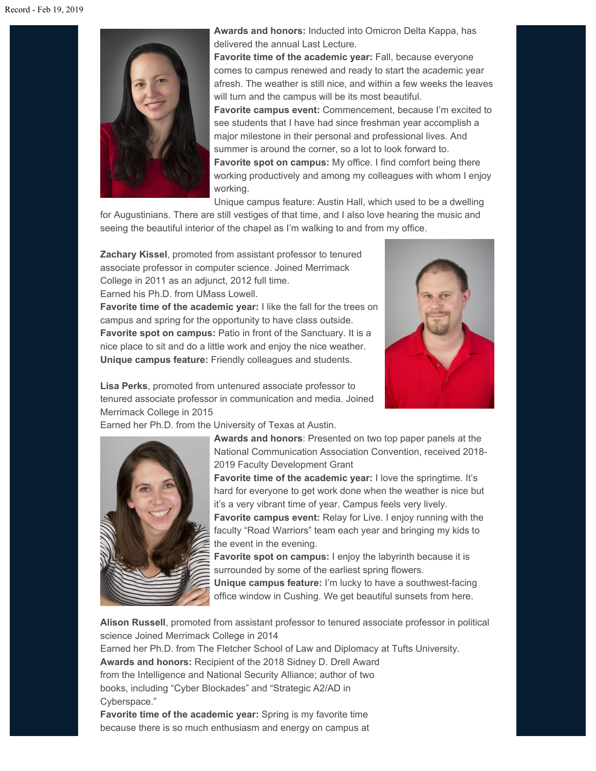**Awards and honors:** Inducted into Omicron Delta Kappa, has delivered the annual Last Lecture.
**Favorite time of the academic year:** Fall, because everyone comes to campus renewed and ready to start the academic year afresh. The weather is still nice, and within a few weeks the leaves will turn and the campus will be its most beautiful.
**Favorite campus event:** Commencement, because I'm excited to see students that I have had since freshman year accomplish a major milestone in their personal and professional lives. And summer is around the corner, so a lot to look forward to.
**Favorite spot on campus:** My office. I find comfort being there working productively and among my colleagues with whom I enjoy working.
Unique campus feature: Austin Hall, which used to be a dwelling for Augustinians. There are still vestiges of that time, and I also love hearing the music and seeing the beautiful interior of the chapel as I'm walking to and from my office.

**Zachary Kissel**, promoted from assistant professor to tenured associate professor in computer science. Joined Merrimack College in 2011 as an adjunct, 2012 full time.
Earned his Ph.D. from UMass Lowell.
**Favorite time of the academic year:** I like the fall for the trees on campus and spring for the opportunity to have class outside.
**Favorite spot on campus:** Patio in front of the Sanctuary. It is a nice place to sit and do a little work and enjoy the nice weather.
**Unique campus feature:** Friendly colleagues and students.

**Lisa Perks**, promoted from untenured associate professor to tenured associate professor in communication and media. Joined Merrimack College in 2015
Earned her Ph.D. from the University of Texas at Austin.
**Awards and honors**: Presented on two top paper panels at the National Communication Association Convention, received 2018-2019 Faculty Development Grant
**Favorite time of the academic year:** I love the springtime. It's hard for everyone to get work done when the weather is nice but it's a very vibrant time of year. Campus feels very lively.
**Favorite campus event:** Relay for Live. I enjoy running with the faculty "Road Warriors" team each year and bringing my kids to the event in the evening.
**Favorite spot on campus:** I enjoy the labyrinth because it is surrounded by some of the earliest spring flowers.
**Unique campus feature:** I'm lucky to have a southwest-facing office window in Cushing. We get beautiful sunsets from here.

**Alison Russell**, promoted from assistant professor to tenured associate professor in political science Joined Merrimack College in 2014
Earned her Ph.D. from The Fletcher School of Law and Diplomacy at Tufts University.
**Awards and honors:** Recipient of the 2018 Sidney D. Drell Award from the Intelligence and National Security Alliance; author of two books, including "Cyber Blockades" and "Strategic A2/AD in Cyberspace."
**Favorite time of the academic year:** Spring is my favorite time because there is so much enthusiasm and energy on campus at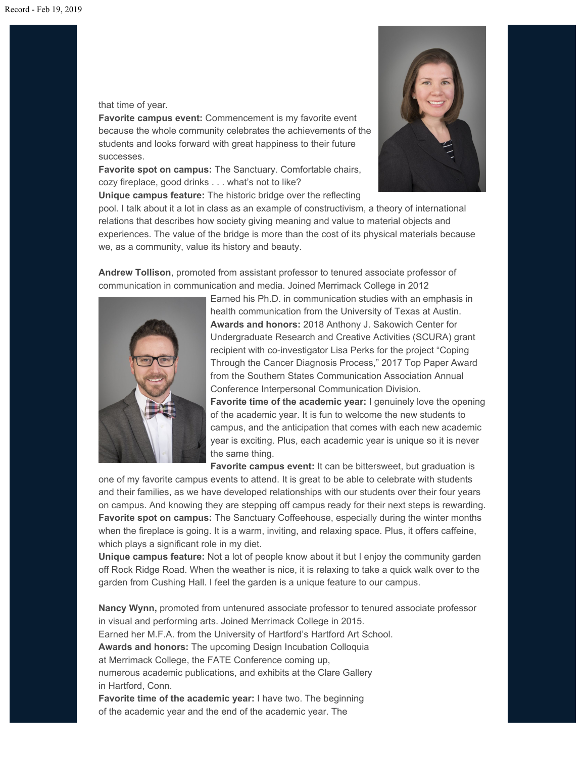that time of year.
**Favorite campus event:** Commencement is my favorite event because the whole community celebrates the achievements of the students and looks forward with great happiness to their future successes.
**Favorite spot on campus:** The Sanctuary. Comfortable chairs, cozy fireplace, good drinks . . . what's not to like?
**Unique campus feature:** The historic bridge over the reflecting pool. I talk about it a lot in class as an example of constructivism, a theory of international relations that describes how society giving meaning and value to material objects and experiences. The value of the bridge is more than the cost of its physical materials because we, as a community, value its history and beauty.

**Andrew Tollison**, promoted from assistant professor to tenured associate professor of communication in communication and media. Joined Merrimack College in 2012
Earned his Ph.D. in communication studies with an emphasis in health communication from the University of Texas at Austin.
**Awards and honors:** 2018 Anthony J. Sakowich Center for Undergraduate Research and Creative Activities (SCURA) grant recipient with co-investigator Lisa Perks for the project "Coping Through the Cancer Diagnosis Process," 2017 Top Paper Award from the Southern States Communication Association Annual Conference Interpersonal Communication Division.
**Favorite time of the academic year:** I genuinely love the opening of the academic year. It is fun to welcome the new students to campus, and the anticipation that comes with each new academic year is exciting. Plus, each academic year is unique so it is never the same thing.
**Favorite campus event:** It can be bittersweet, but graduation is one of my favorite campus events to attend. It is great to be able to celebrate with students and their families, as we have developed relationships with our students over their four years on campus. And knowing they are stepping off campus ready for their next steps is rewarding.
**Favorite spot on campus:** The Sanctuary Coffeehouse, especially during the winter months when the fireplace is going. It is a warm, inviting, and relaxing space. Plus, it offers caffeine, which plays a significant role in my diet.
**Unique campus feature:** Not a lot of people know about it but I enjoy the community garden off Rock Ridge Road. When the weather is nice, it is relaxing to take a quick walk over to the garden from Cushing Hall. I feel the garden is a unique feature to our campus.

**Nancy Wynn,** promoted from untenured associate professor to tenured associate professor in visual and performing arts. Joined Merrimack College in 2015.
Earned her M.F.A. from the University of Hartford's Hartford Art School.
**Awards and honors:** The upcoming Design Incubation Colloquia at Merrimack College, the FATE Conference coming up, numerous academic publications, and exhibits at the Clare Gallery in Hartford, Conn.
**Favorite time of the academic year:** I have two. The beginning of the academic year and the end of the academic year. The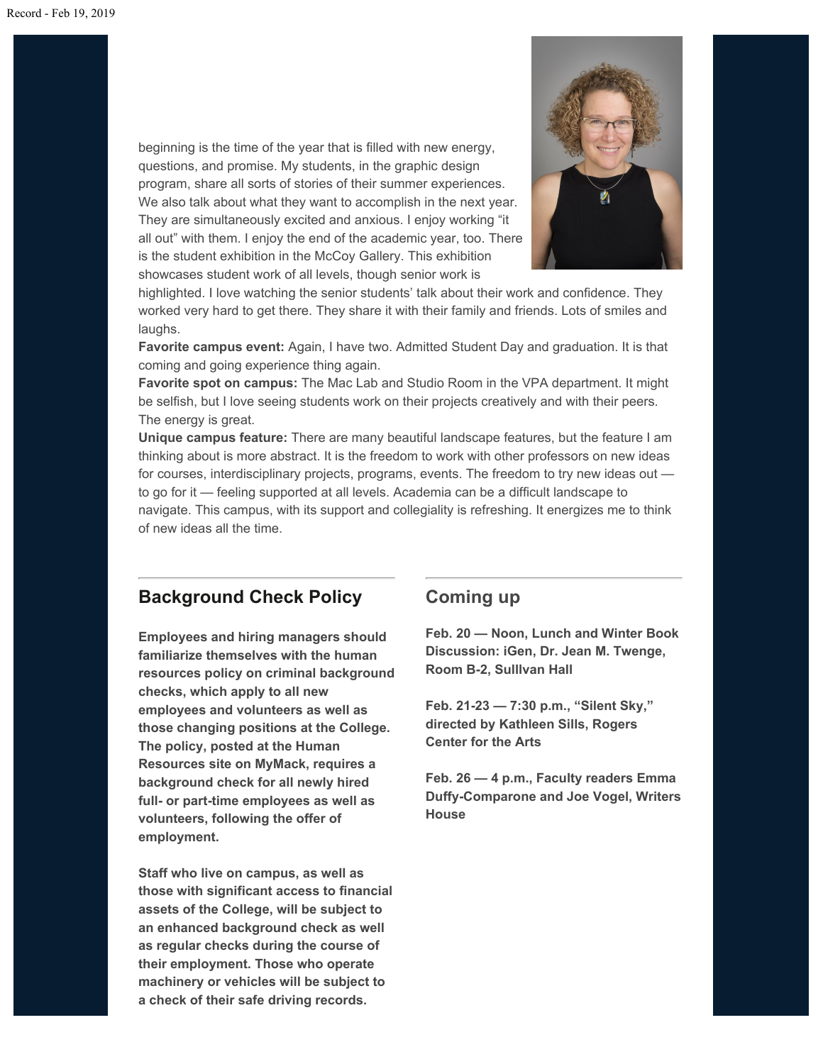beginning is the time of the year that is filled with new energy, questions, and promise. My students, in the graphic design program, share all sorts of stories of their summer experiences. We also talk about what they want to accomplish in the next year. They are simultaneously excited and anxious. I enjoy working “it all out” with them. I enjoy the end of the academic year, too. There is the student exhibition in the McCoy Gallery. This exhibition showcases student work of all levels, though senior work is highlighted. I love watching the senior students’ talk about their work and confidence. They worked very hard to get there. They share it with their family and friends. Lots of smiles and laughs.

**Favorite campus event:** Again, I have two. Admitted Student Day and graduation. It is that coming and going experience thing again.

**Favorite spot on campus:** The Mac Lab and Studio Room in the VPA department. It might be selfish, but I love seeing students work on their projects creatively and with their peers. The energy is great.

**Unique campus feature:** There are many beautiful landscape features, but the feature I am thinking about is more abstract. It is the freedom to work with other professors on new ideas for courses, interdisciplinary projects, programs, events. The freedom to try new ideas out — to go for it — feeling supported at all levels. Academia can be a difficult landscape to navigate. This campus, with its support and collegiality is refreshing. It energizes me to think of new ideas all the time.

## Background Check Policy

**Employees and hiring managers should familiarize themselves with the human resources policy on criminal background checks, which apply to all new employees and volunteers as well as those changing positions at the College. The policy, posted at the Human Resources site on MyMack, requires a background check for all newly hired full- or part-time employees as well as volunteers, following the offer of employment.**

**Staff who live on campus, as well as those with significant access to financial assets of the College, will be subject to an enhanced background check as well as regular checks during the course of their employment. Those who operate machinery or vehicles will be subject to a check of their safe driving records.**

## Coming up

**Feb. 20 — Noon, Lunch and Winter Book Discussion: iGen, Dr. Jean M. Twenge, Room B-2, Sulllvan Hall**

**Feb. 21-23 — 7:30 p.m., “Silent Sky,” directed by Kathleen Sills, Rogers Center for the Arts**

**Feb. 26 — 4 p.m., Faculty readers Emma Duffy-Comparone and Joe Vogel, Writers House**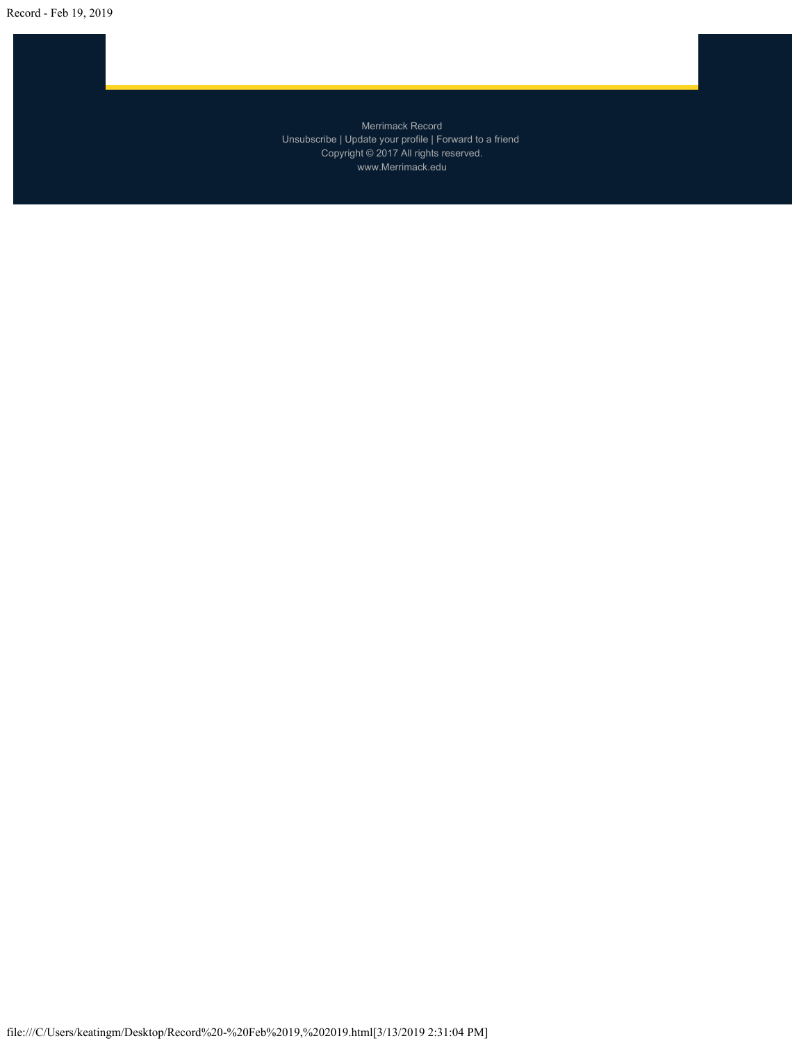Merrimack Record

Unsubscribe | Update your profile | Forward to a friend

Copyright © 2017 All rights reserved.

www.Merrimack.edu